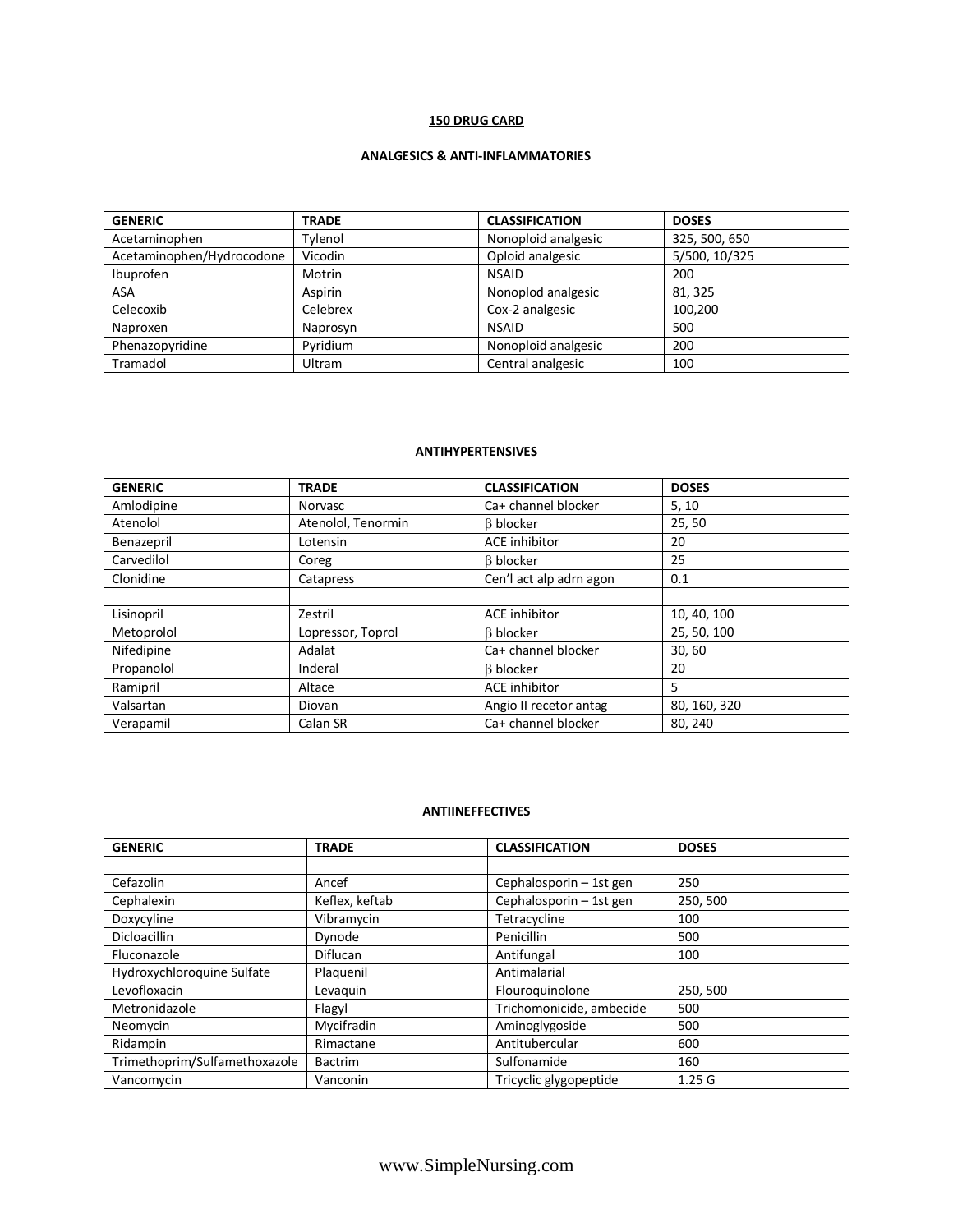# 150 DRUG CARD

## ANALGESICS & ANTI-INFLAMMATORIES

| GENERIC | TRADE | CLASSIFICATION | DOSES |
|---|---|---|---|
| Acetaminophen | Tylenol | Nonoploid analgesic | 325, 500, 650 |
| Acetaminophen/Hydrocodone | Vicodin | Oploid analgesic | 5/500, 10/325 |
| Ibuprofen | Motrin | NSAID | 200 |
| ASA | Aspirin | Nonoplod analgesic | 81, 325 |
| Celecoxib | Celebrex | Cox-2 analgesic | 100,200 |
| Naproxen | Naprosyn | NSAID | 500 |
| Phenazopyridine | Pyridium | Nonoploid analgesic | 200 |
| Tramadol | Ultram | Central analgesic | 100 |

## ANTIHYPERTENSIVES

| GENERIC | TRADE | CLASSIFICATION | DOSES |
|---|---|---|---|
| Amlodipine | Norvasc | Ca+ channel blocker | 5, 10 |
| Atenolol | Atenolol, Tenormin | β blocker | 25, 50 |
| Benazepril | Lotensin | ACE inhibitor | 20 |
| Carvedilol | Coreg | β blocker | 25 |
| Clonidine | Catapress | Cen'l act alp adrn agon | 0.1 |
| | | | |
| Lisinopril | Zestril | ACE inhibitor | 10, 40, 100 |
| Metoprolol | Lopressor, Toprol | β blocker | 25, 50, 100 |
| Nifedipine | Adalat | Ca+ channel blocker | 30, 60 |
| Propanolol | Inderal | β blocker | 20 |
| Ramipril | Altace | ACE inhibitor | 5 |
| Valsartan | Diovan | Angio II recetor antag | 80, 160, 320 |
| Verapamil | Calan SR | Ca+ channel blocker | 80, 240 |

## ANTIINEFFECTIVES

| GENERIC | TRADE | CLASSIFICATION | DOSES |
|---|---|---|---|
| | | | |
| Cefazolin | Ancef | Cephalosporin – 1st gen | 250 |
| Cephalexin | Keflex, keftab | Cephalosporin – 1st gen | 250, 500 |
| Doxycyline | Vibramycin | Tetracycline | 100 |
| Dicloacillin | Dynode | Penicillin | 500 |
| Fluconazole | Diflucan | Antifungal | 100 |
| Hydroxychloroquine Sulfate | Plaquenil | Antimalarial | |
| Levofloxacin | Levaquin | Flouroquinolone | 250, 500 |
| Metronidazole | Flagyl | Trichomonicide, ambecide | 500 |
| Neomycin | Mycifradin | Aminoglygoside | 500 |
| Ridampin | Rimactane | Antitubercular | 600 |
| Trimethoprim/Sulfamethoxazole | Bactrim | Sulfonamide | 160 |
| Vancomycin | Vanconin | Tricyclic glygopeptide | 1.25 G |

www.SimpleNursing.com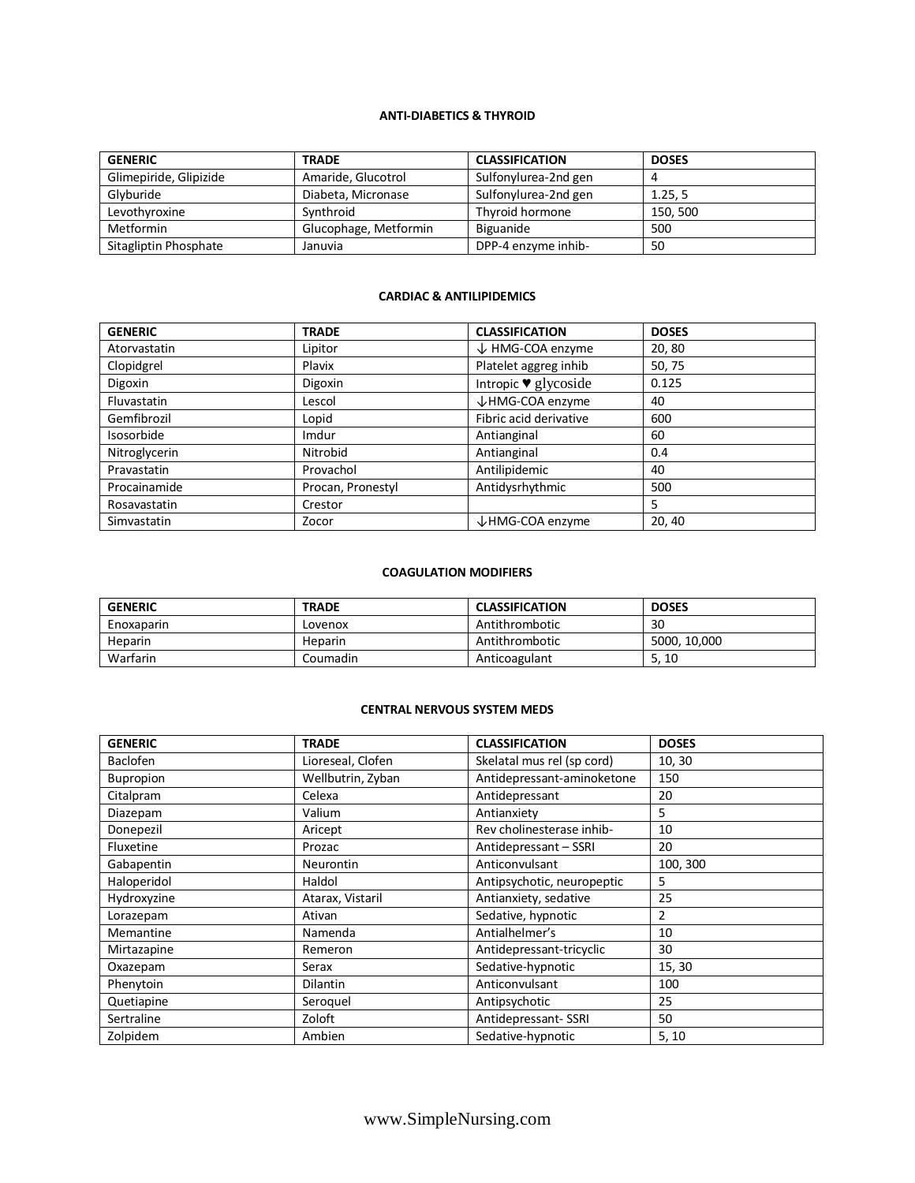### ANTI-DIABETICS & THYROID

| GENERIC | TRADE | CLASSIFICATION | DOSES |
|---|---|---|---|
| Glimepiride, Glipizide | Amaride, Glucotrol | Sulfonylurea-2nd gen | 4 |
| Glyburide | Diabeta, Micronase | Sulfonylurea-2nd gen | 1.25, 5 |
| Levothyroxine | Synthroid | Thyroid hormone | 150, 500 |
| Metformin | Glucophage, Metformin | Biguanide | 500 |
| Sitagliptin Phosphate | Januvia | DPP-4 enzyme inhib- | 50 |

### CARDIAC & ANTILIPIDEMICS

| GENERIC | TRADE | CLASSIFICATION | DOSES |
|---|---|---|---|
| Atorvastatin | Lipitor | ↓ HMG-COA enzyme | 20, 80 |
| Clopidgrel | Plavix | Platelet aggreg inhib | 50, 75 |
| Digoxin | Digoxin | Intropic ♥ glycoside | 0.125 |
| Fluvastatin | Lescol | ↓HMG-COA enzyme | 40 |
| Gemfibrozil | Lopid | Fibric acid derivative | 600 |
| Isosorbide | Imdur | Antianginal | 60 |
| Nitroglycerin | Nitrobid | Antianginal | 0.4 |
| Pravastatin | Provachol | Antilipidemic | 40 |
| Procainamide | Procan, Pronestyl | Antidysrhythmic | 500 |
| Rosavastatin | Crestor | | 5 |
| Simvastatin | Zocor | ↓HMG-COA enzyme | 20, 40 |

### COAGULATION MODIFIERS

| GENERIC | TRADE | CLASSIFICATION | DOSES |
|---|---|---|---|
| Enoxaparin | Lovenox | Antithrombotic | 30 |
| Heparin | Heparin | Antithrombotic | 5000, 10,000 |
| Warfarin | Coumadin | Anticoagulant | 5, 10 |

### CENTRAL NERVOUS SYSTEM MEDS

| GENERIC | TRADE | CLASSIFICATION | DOSES |
|---|---|---|---|
| Baclofen | Lioreseal, Clofen | Skelatal mus rel (sp cord) | 10, 30 |
| Bupropion | Wellbutrin, Zyban | Antidepressant-aminoketone | 150 |
| Citalpram | Celexa | Antidepressant | 20 |
| Diazepam | Valium | Antianxiety | 5 |
| Donepezil | Aricept | Rev cholinesterase inhib- | 10 |
| Fluxetine | Prozac | Antidepressant – SSRI | 20 |
| Gabapentin | Neurontin | Anticonvulsant | 100, 300 |
| Haloperidol | Haldol | Antipsychotic, neuropeptic | 5 |
| Hydroxyzine | Atarax, Vistaril | Antianxiety, sedative | 25 |
| Lorazepam | Ativan | Sedative, hypnotic | 2 |
| Memantine | Namenda | Antialhelmer's | 10 |
| Mirtazapine | Remeron | Antidepressant-tricyclic | 30 |
| Oxazepam | Serax | Sedative-hypnotic | 15, 30 |
| Phenytoin | Dilantin | Anticonvulsant | 100 |
| Quetiapine | Seroquel | Antipsychotic | 25 |
| Sertraline | Zoloft | Antidepressant- SSRI | 50 |
| Zolpidem | Ambien | Sedative-hypnotic | 5, 10 |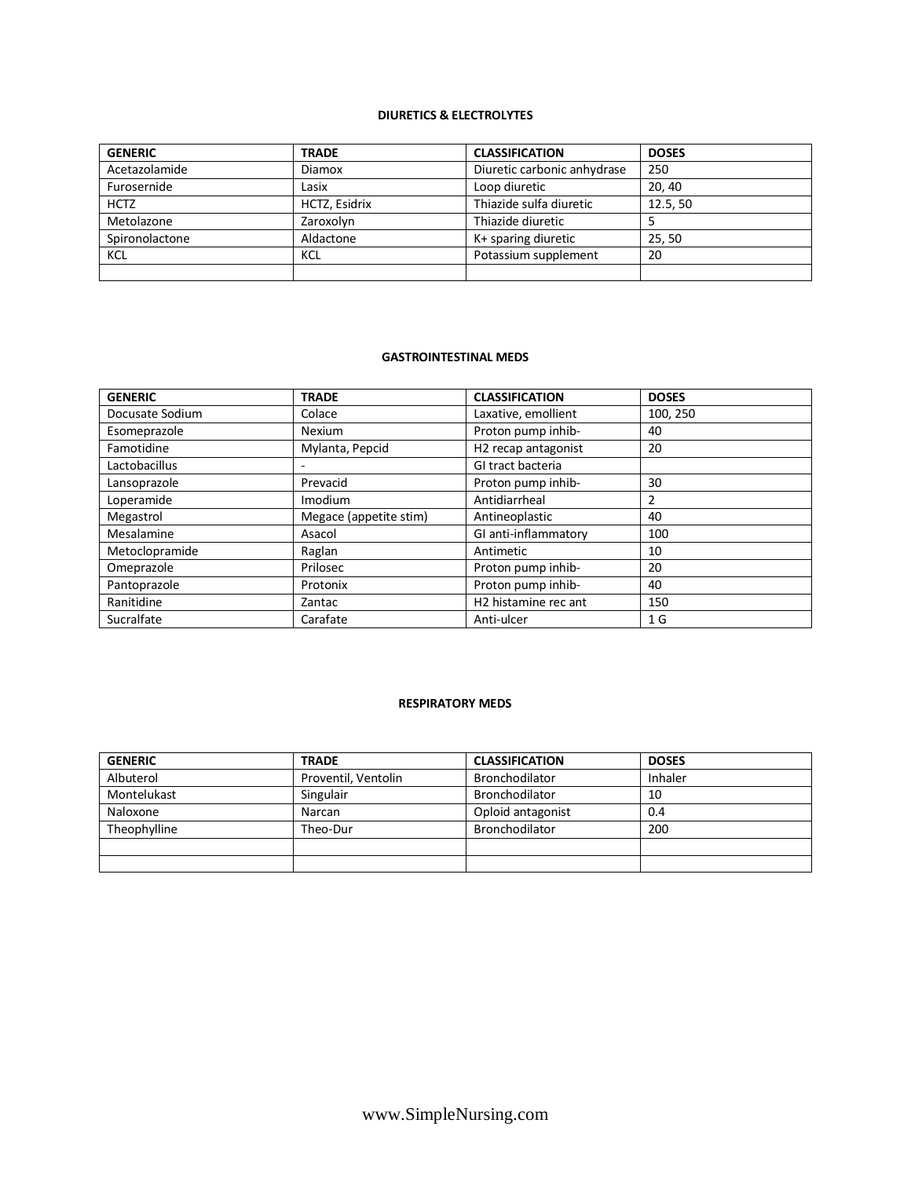## DIURETICS & ELECTROLYTES

| GENERIC | TRADE | CLASSIFICATION | DOSES |
|---|---|---|---|
| Acetazolamide | Diamox | Diuretic carbonic anhydrase | 250 |
| Furosernide | Lasix | Loop diuretic | 20, 40 |
| HCTZ | HCTZ, Esidrix | Thiazide sulfa diuretic | 12.5, 50 |
| Metolazone | Zaroxolyn | Thiazide diuretic | 5 |
| Spironolactone | Aldactone | K+ sparing diuretic | 25, 50 |
| KCL | KCL | Potassium supplement | 20 |
| | | | |

## GASTROINTESTINAL MEDS

| GENERIC | TRADE | CLASSIFICATION | DOSES |
|---|---|---|---|
| Docusate Sodium | Colace | Laxative, emollient | 100, 250 |
| Esomeprazole | Nexium | Proton pump inhib- | 40 |
| Famotidine | Mylanta, Pepcid | H2 recap antagonist | 20 |
| Lactobacillus | - | GI tract bacteria | |
| Lansoprazole | Prevacid | Proton pump inhib- | 30 |
| Loperamide | Imodium | Antidiarrheal | 2 |
| Megastrol | Megace (appetite stim) | Antineoplastic | 40 |
| Mesalamine | Asacol | GI anti-inflammatory | 100 |
| Metoclopramide | Raglan | Antimetic | 10 |
| Omeprazole | Prilosec | Proton pump inhib- | 20 |
| Pantoprazole | Protonix | Proton pump inhib- | 40 |
| Ranitidine | Zantac | H2 histamine rec ant | 150 |
| Sucralfate | Carafate | Anti-ulcer | 1 G |

## RESPIRATORY MEDS

| GENERIC | TRADE | CLASSIFICATION | DOSES |
|---|---|---|---|
| Albuterol | Proventil, Ventolin | Bronchodilator | Inhaler |
| Montelukast | Singulair | Bronchodilator | 10 |
| Naloxone | Narcan | Opioid antagonist | 0.4 |
| Theophylline | Theo-Dur | Bronchodilator | 200 |
| | | | |
| | | | |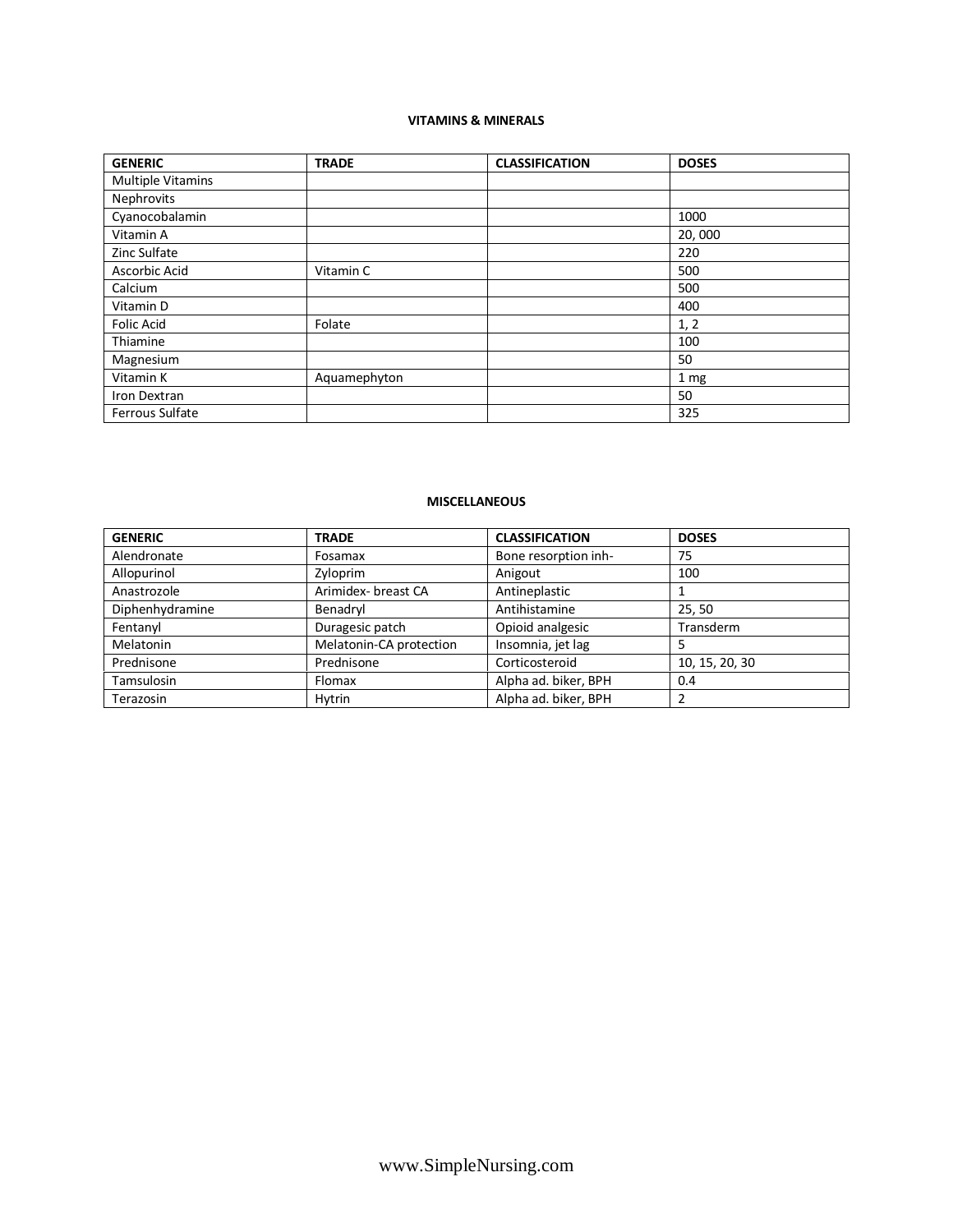## VITAMINS & MINERALS

| GENERIC | TRADE | CLASSIFICATION | DOSES |
| --- | --- | --- | --- |
| Multiple Vitamins | | | |
| Nephrovits | | | |
| Cyanocobalamin | | | 1000 |
| Vitamin A | | | 20, 000 |
| Zinc Sulfate | | | 220 |
| Ascorbic Acid | Vitamin C | | 500 |
| Calcium | | | 500 |
| Vitamin D | | | 400 |
| Folic Acid | Folate | | 1, 2 |
| Thiamine | | | 100 |
| Magnesium | | | 50 |
| Vitamin K | Aquamephyton | | 1 mg |
| Iron Dextran | | | 50 |
| Ferrous Sulfate | | | 325 |

## MISCELLANEOUS

| GENERIC | TRADE | CLASSIFICATION | DOSES |
| --- | --- | --- | --- |
| Alendronate | Fosamax | Bone resorption inh- | 75 |
| Allopurinol | Zyloprim | Anigout | 100 |
| Anastrozole | Arimidex- breast CA | Antineplastic | 1 |
| Diphenhydramine | Benadryl | Antihistamine | 25, 50 |
| Fentanyl | Duragesic patch | Opioid analgesic | Transderm |
| Melatonin | Melatonin-CA protection | Insomnia, jet lag | 5 |
| Prednisone | Prednisone | Corticosteroid | 10, 15, 20, 30 |
| Tamsulosin | Flomax | Alpha ad. biker, BPH | 0.4 |
| Terazosin | Hytrin | Alpha ad. biker, BPH | 2 |